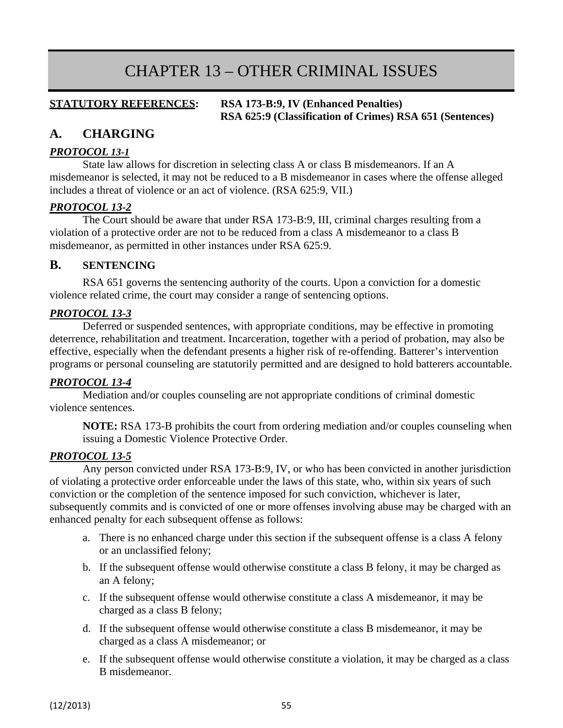# CHAPTER 13 – OTHER CRIMINAL ISSUES

**STATUTORY REFERENCES:** **RSA 173-B:9, IV (Enhanced Penalties)**
**RSA 625:9 (Classification of Crimes) RSA 651 (Sentences)**

## A. CHARGING

***PROTOCOL 13-1***

State law allows for discretion in selecting class A or class B misdemeanors. If an A misdemeanor is selected, it may not be reduced to a B misdemeanor in cases where the offense alleged includes a threat of violence or an act of violence. (RSA 625:9, VII.)

***PROTOCOL 13-2***

The Court should be aware that under RSA 173-B:9, III, criminal charges resulting from a violation of a protective order are not to be reduced from a class A misdemeanor to a class B misdemeanor, as permitted in other instances under RSA 625:9.

## B. SENTENCING

RSA 651 governs the sentencing authority of the courts. Upon a conviction for a domestic violence related crime, the court may consider a range of sentencing options.

***PROTOCOL 13-3***

Deferred or suspended sentences, with appropriate conditions, may be effective in promoting deterrence, rehabilitation and treatment. Incarceration, together with a period of probation, may also be effective, especially when the defendant presents a higher risk of re-offending. Batterer's intervention programs or personal counseling are statutorily permitted and are designed to hold batterers accountable.

***PROTOCOL 13-4***

Mediation and/or couples counseling are not appropriate conditions of criminal domestic violence sentences.

> **NOTE:** RSA 173-B prohibits the court from ordering mediation and/or couples counseling when issuing a Domestic Violence Protective Order.

***PROTOCOL 13-5***

Any person convicted under RSA 173-B:9, IV, or who has been convicted in another jurisdiction of violating a protective order enforceable under the laws of this state, who, within six years of such conviction or the completion of the sentence imposed for such conviction, whichever is later, subsequently commits and is convicted of one or more offenses involving abuse may be charged with an enhanced penalty for each subsequent offense as follows:

a. There is no enhanced charge under this section if the subsequent offense is a class A felony or an unclassified felony;

b. If the subsequent offense would otherwise constitute a class B felony, it may be charged as an A felony;

c. If the subsequent offense would otherwise constitute a class A misdemeanor, it may be charged as a class B felony;

d. If the subsequent offense would otherwise constitute a class B misdemeanor, it may be charged as a class A misdemeanor; or

e. If the subsequent offense would otherwise constitute a violation, it may be charged as a class B misdemeanor.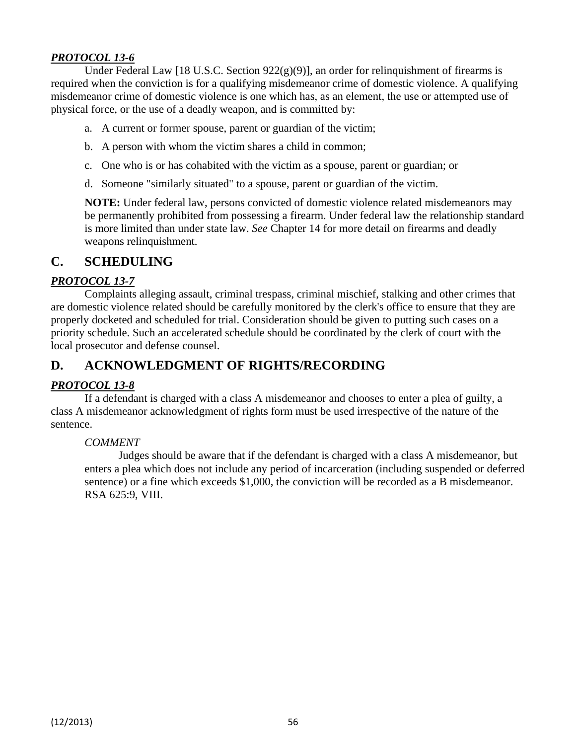***PROTOCOL 13-6***

Under Federal Law [18 U.S.C. Section 922(g)(9)], an order for relinquishment of firearms is required when the conviction is for a qualifying misdemeanor crime of domestic violence. A qualifying misdemeanor crime of domestic violence is one which has, as an element, the use or attempted use of physical force, or the use of a deadly weapon, and is committed by:

a. A current or former spouse, parent or guardian of the victim;

b. A person with whom the victim shares a child in common;

c. One who is or has cohabited with the victim as a spouse, parent or guardian; or

d. Someone "similarly situated" to a spouse, parent or guardian of the victim.

**NOTE:** Under federal law, persons convicted of domestic violence related misdemeanors may be permanently prohibited from possessing a firearm. Under federal law the relationship standard is more limited than under state law. *See* Chapter 14 for more detail on firearms and deadly weapons relinquishment.

## C. SCHEDULING

***PROTOCOL 13-7***

Complaints alleging assault, criminal trespass, criminal mischief, stalking and other crimes that are domestic violence related should be carefully monitored by the clerk's office to ensure that they are properly docketed and scheduled for trial. Consideration should be given to putting such cases on a priority schedule. Such an accelerated schedule should be coordinated by the clerk of court with the local prosecutor and defense counsel.

## D. ACKNOWLEDGMENT OF RIGHTS/RECORDING

***PROTOCOL 13-8***

If a defendant is charged with a class A misdemeanor and chooses to enter a plea of guilty, a class A misdemeanor acknowledgment of rights form must be used irrespective of the nature of the sentence.

*COMMENT*

Judges should be aware that if the defendant is charged with a class A misdemeanor, but enters a plea which does not include any period of incarceration (including suspended or deferred sentence) or a fine which exceeds $1,000, the conviction will be recorded as a B misdemeanor. RSA 625:9, VIII.